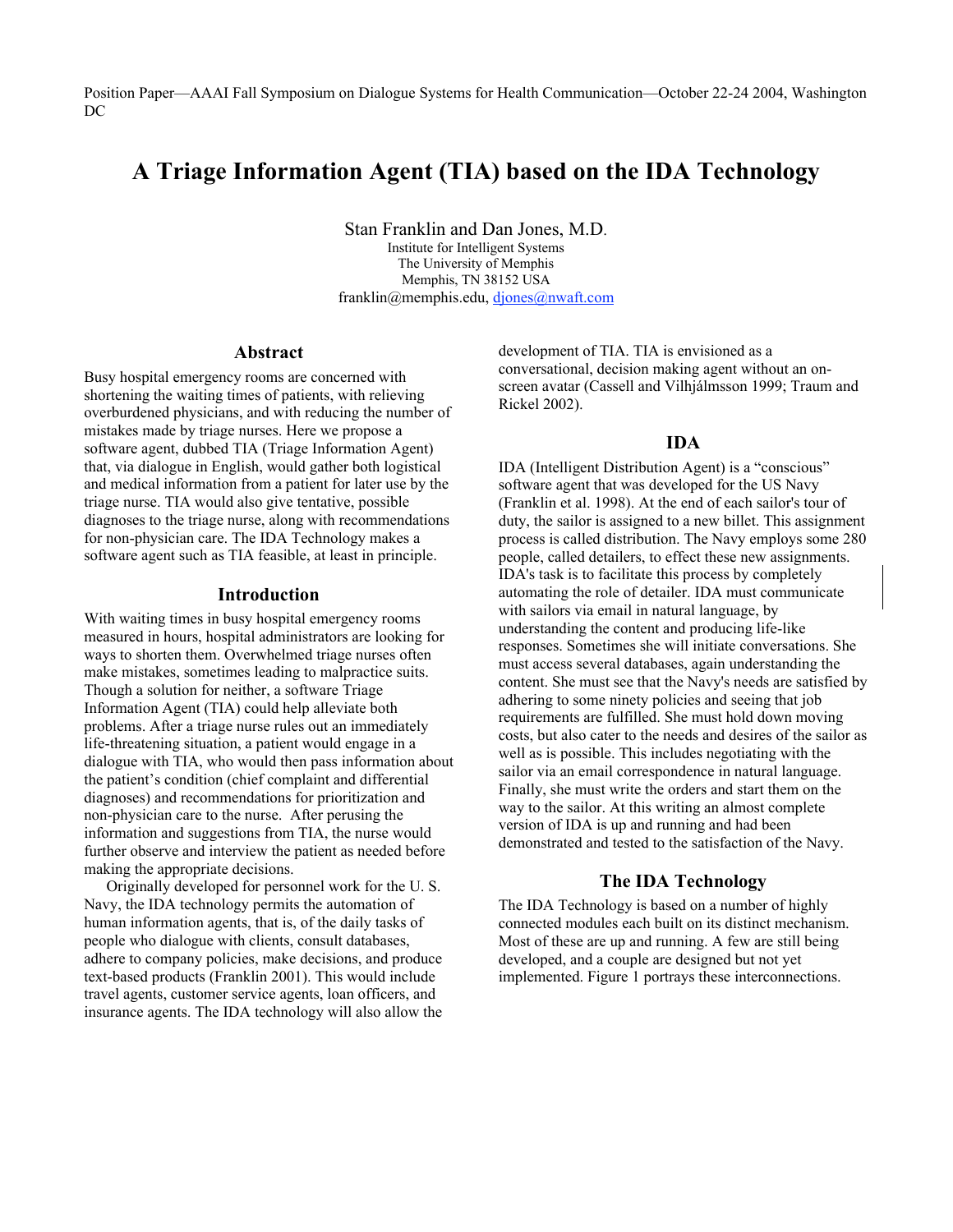Position Paper—AAAI Fall Symposium on Dialogue Systems for Health Communication—October 22-24 2004, Washington DC

# A Triage Information Agent (TIA) based on the IDA Technology

Stan Franklin and Dan Jones, M.D.
Institute for Intelligent Systems
The University of Memphis
Memphis, TN 38152 USA
franklin@memphis.edu, djones@nwaft.com

## Abstract

Busy hospital emergency rooms are concerned with shortening the waiting times of patients, with relieving overburdened physicians, and with reducing the number of mistakes made by triage nurses. Here we propose a software agent, dubbed TIA (Triage Information Agent) that, via dialogue in English, would gather both logistical and medical information from a patient for later use by the triage nurse. TIA would also give tentative, possible diagnoses to the triage nurse, along with recommendations for non-physician care. The IDA Technology makes a software agent such as TIA feasible, at least in principle.

## Introduction

With waiting times in busy hospital emergency rooms measured in hours, hospital administrators are looking for ways to shorten them. Overwhelmed triage nurses often make mistakes, sometimes leading to malpractice suits. Though a solution for neither, a software Triage Information Agent (TIA) could help alleviate both problems. After a triage nurse rules out an immediately life-threatening situation, a patient would engage in a dialogue with TIA, who would then pass information about the patient's condition (chief complaint and differential diagnoses) and recommendations for prioritization and non-physician care to the nurse. After perusing the information and suggestions from TIA, the nurse would further observe and interview the patient as needed before making the appropriate decisions.

Originally developed for personnel work for the U. S. Navy, the IDA technology permits the automation of human information agents, that is, of the daily tasks of people who dialogue with clients, consult databases, adhere to company policies, make decisions, and produce text-based products (Franklin 2001). This would include travel agents, customer service agents, loan officers, and insurance agents. The IDA technology will also allow the development of TIA. TIA is envisioned as a conversational, decision making agent without an on-screen avatar (Cassell and Vilhjálmsson 1999; Traum and Rickel 2002).

## IDA

IDA (Intelligent Distribution Agent) is a "conscious" software agent that was developed for the US Navy (Franklin et al. 1998). At the end of each sailor's tour of duty, the sailor is assigned to a new billet. This assignment process is called distribution. The Navy employs some 280 people, called detailers, to effect these new assignments. IDA's task is to facilitate this process by completely automating the role of detailer. IDA must communicate with sailors via email in natural language, by understanding the content and producing life-like responses. Sometimes she will initiate conversations. She must access several databases, again understanding the content. She must see that the Navy's needs are satisfied by adhering to some ninety policies and seeing that job requirements are fulfilled. She must hold down moving costs, but also cater to the needs and desires of the sailor as well as is possible. This includes negotiating with the sailor via an email correspondence in natural language. Finally, she must write the orders and start them on the way to the sailor. At this writing an almost complete version of IDA is up and running and had been demonstrated and tested to the satisfaction of the Navy.

## The IDA Technology

The IDA Technology is based on a number of highly connected modules each built on its distinct mechanism. Most of these are up and running. A few are still being developed, and a couple are designed but not yet implemented. Figure 1 portrays these interconnections.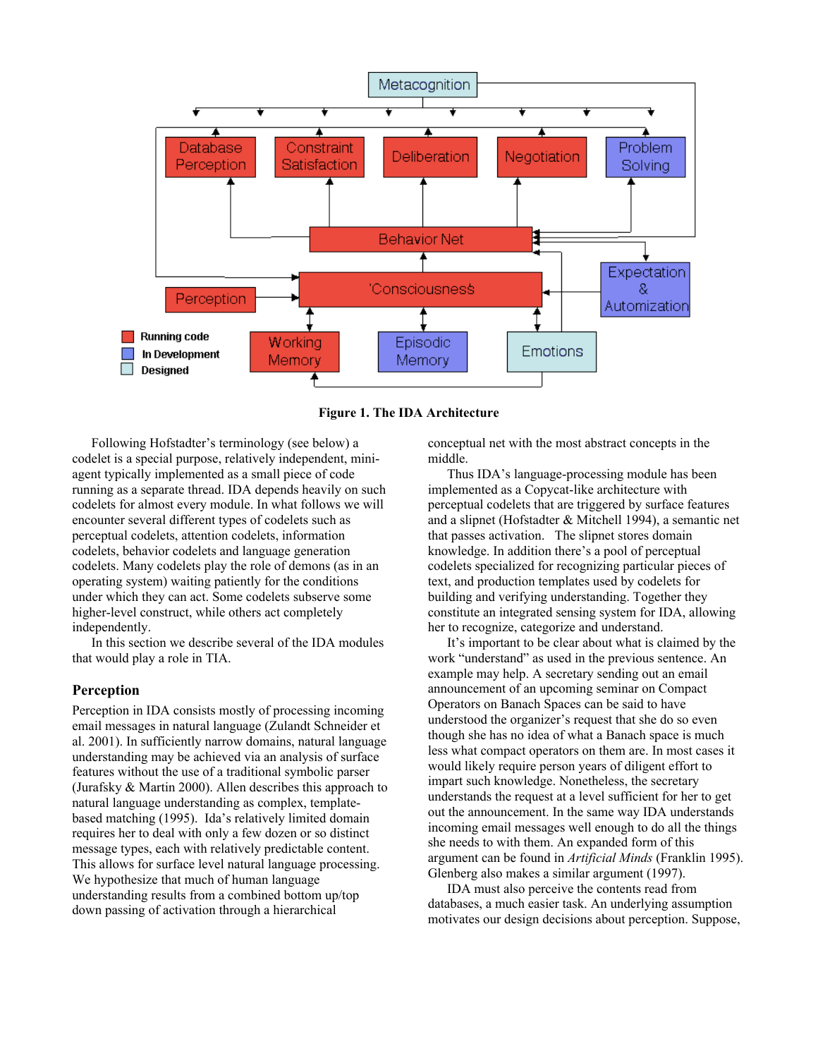**Figure 1. The IDA Architecture**

Following Hofstadter's terminology (see below) a codelet is a special purpose, relatively independent, mini-agent typically implemented as a small piece of code running as a separate thread. IDA depends heavily on such codelets for almost every module. In what follows we will encounter several different types of codelets such as perceptual codelets, attention codelets, information codelets, behavior codelets and language generation codelets. Many codelets play the role of demons (as in an operating system) waiting patiently for the conditions under which they can act. Some codelets subserve some higher-level construct, while others act completely independently.

In this section we describe several of the IDA modules that would play a role in TIA.

## Perception

Perception in IDA consists mostly of processing incoming email messages in natural language (Zulandt Schneider et al. 2001). In sufficiently narrow domains, natural language understanding may be achieved via an analysis of surface features without the use of a traditional symbolic parser (Jurafsky & Martin 2000). Allen describes this approach to natural language understanding as complex, template-based matching (1995). Ida's relatively limited domain requires her to deal with only a few dozen or so distinct message types, each with relatively predictable content. This allows for surface level natural language processing. We hypothesize that much of human language understanding results from a combined bottom up/top down passing of activation through a hierarchical conceptual net with the most abstract concepts in the middle.

Thus IDA's language-processing module has been implemented as a Copycat-like architecture with perceptual codelets that are triggered by surface features and a slipnet (Hofstadter & Mitchell 1994), a semantic net that passes activation. The slipnet stores domain knowledge. In addition there's a pool of perceptual codelets specialized for recognizing particular pieces of text, and production templates used by codelets for building and verifying understanding. Together they constitute an integrated sensing system for IDA, allowing her to recognize, categorize and understand.

It's important to be clear about what is claimed by the work "understand" as used in the previous sentence. An example may help. A secretary sending out an email announcement of an upcoming seminar on Compact Operators on Banach Spaces can be said to have understood the organizer's request that she do so even though she has no idea of what a Banach space is much less what compact operators on them are. In most cases it would likely require person years of diligent effort to impart such knowledge. Nonetheless, the secretary understands the request at a level sufficient for her to get out the announcement. In the same way IDA understands incoming email messages well enough to do all the things she needs to with them. An expanded form of this argument can be found in *Artificial Minds* (Franklin 1995). Glenberg also makes a similar argument (1997).

IDA must also perceive the contents read from databases, a much easier task. An underlying assumption motivates our design decisions about perception. Suppose,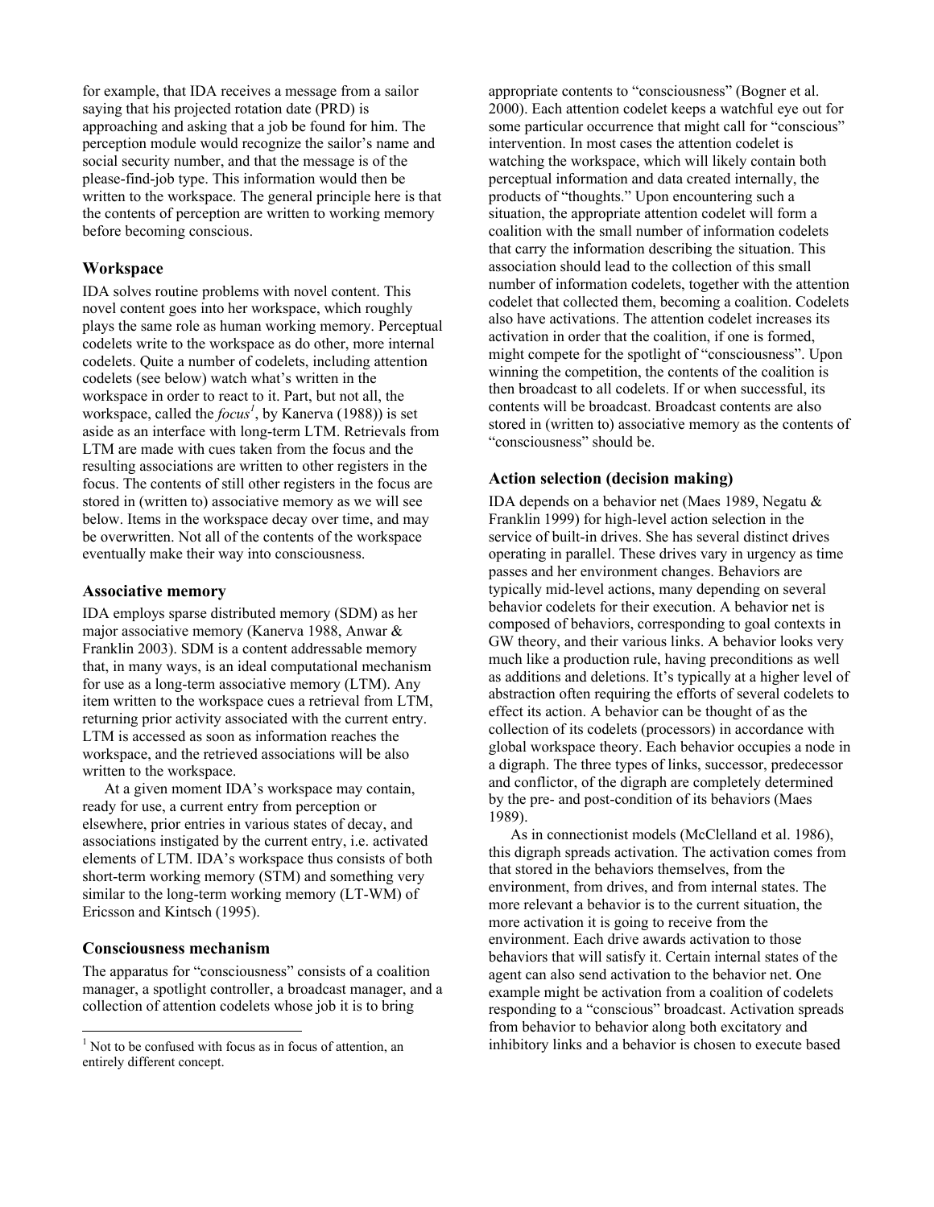for example, that IDA receives a message from a sailor saying that his projected rotation date (PRD) is approaching and asking that a job be found for him. The perception module would recognize the sailor's name and social security number, and that the message is of the please-find-job type. This information would then be written to the workspace. The general principle here is that the contents of perception are written to working memory before becoming conscious.

### Workspace

IDA solves routine problems with novel content. This novel content goes into her workspace, which roughly plays the same role as human working memory. Perceptual codelets write to the workspace as do other, more internal codelets. Quite a number of codelets, including attention codelets (see below) watch what's written in the workspace in order to react to it. Part, but not all, the workspace, called the *focus*[1], by Kanerva (1988)) is set aside as an interface with long-term LTM. Retrievals from LTM are made with cues taken from the focus and the resulting associations are written to other registers in the focus. The contents of still other registers in the focus are stored in (written to) associative memory as we will see below. Items in the workspace decay over time, and may be overwritten. Not all of the contents of the workspace eventually make their way into consciousness.

### Associative memory

IDA employs sparse distributed memory (SDM) as her major associative memory (Kanerva 1988, Anwar & Franklin 2003). SDM is a content addressable memory that, in many ways, is an ideal computational mechanism for use as a long-term associative memory (LTM). Any item written to the workspace cues a retrieval from LTM, returning prior activity associated with the current entry. LTM is accessed as soon as information reaches the workspace, and the retrieved associations will be also written to the workspace.

At a given moment IDA's workspace may contain, ready for use, a current entry from perception or elsewhere, prior entries in various states of decay, and associations instigated by the current entry, i.e. activated elements of LTM. IDA's workspace thus consists of both short-term working memory (STM) and something very similar to the long-term working memory (LT-WM) of Ericsson and Kintsch (1995).

### Consciousness mechanism

The apparatus for "consciousness" consists of a coalition manager, a spotlight controller, a broadcast manager, and a collection of attention codelets whose job it is to bring appropriate contents to "consciousness" (Bogner et al. 2000). Each attention codelet keeps a watchful eye out for some particular occurrence that might call for "conscious" intervention. In most cases the attention codelet is watching the workspace, which will likely contain both perceptual information and data created internally, the products of "thoughts." Upon encountering such a situation, the appropriate attention codelet will form a coalition with the small number of information codelets that carry the information describing the situation. This association should lead to the collection of this small number of information codelets, together with the attention codelet that collected them, becoming a coalition. Codelets also have activations. The attention codelet increases its activation in order that the coalition, if one is formed, might compete for the spotlight of "consciousness". Upon winning the competition, the contents of the coalition is then broadcast to all codelets. If or when successful, its contents will be broadcast. Broadcast contents are also stored in (written to) associative memory as the contents of "consciousness" should be.

### Action selection (decision making)

IDA depends on a behavior net (Maes 1989, Negatu & Franklin 1999) for high-level action selection in the service of built-in drives. She has several distinct drives operating in parallel. These drives vary in urgency as time passes and her environment changes. Behaviors are typically mid-level actions, many depending on several behavior codelets for their execution. A behavior net is composed of behaviors, corresponding to goal contexts in GW theory, and their various links. A behavior looks very much like a production rule, having preconditions as well as additions and deletions. It's typically at a higher level of abstraction often requiring the efforts of several codelets to effect its action. A behavior can be thought of as the collection of its codelets (processors) in accordance with global workspace theory. Each behavior occupies a node in a digraph. The three types of links, successor, predecessor and conflictor, of the digraph are completely determined by the pre- and post-condition of its behaviors (Maes 1989).

As in connectionist models (McClelland et al. 1986), this digraph spreads activation. The activation comes from that stored in the behaviors themselves, from the environment, from drives, and from internal states. The more relevant a behavior is to the current situation, the more activation it is going to receive from the environment. Each drive awards activation to those behaviors that will satisfy it. Certain internal states of the agent can also send activation to the behavior net. One example might be activation from a coalition of codelets responding to a "conscious" broadcast. Activation spreads from behavior to behavior along both excitatory and inhibitory links and a behavior is chosen to execute based

[1] Not to be confused with focus as in focus of attention, an entirely different concept.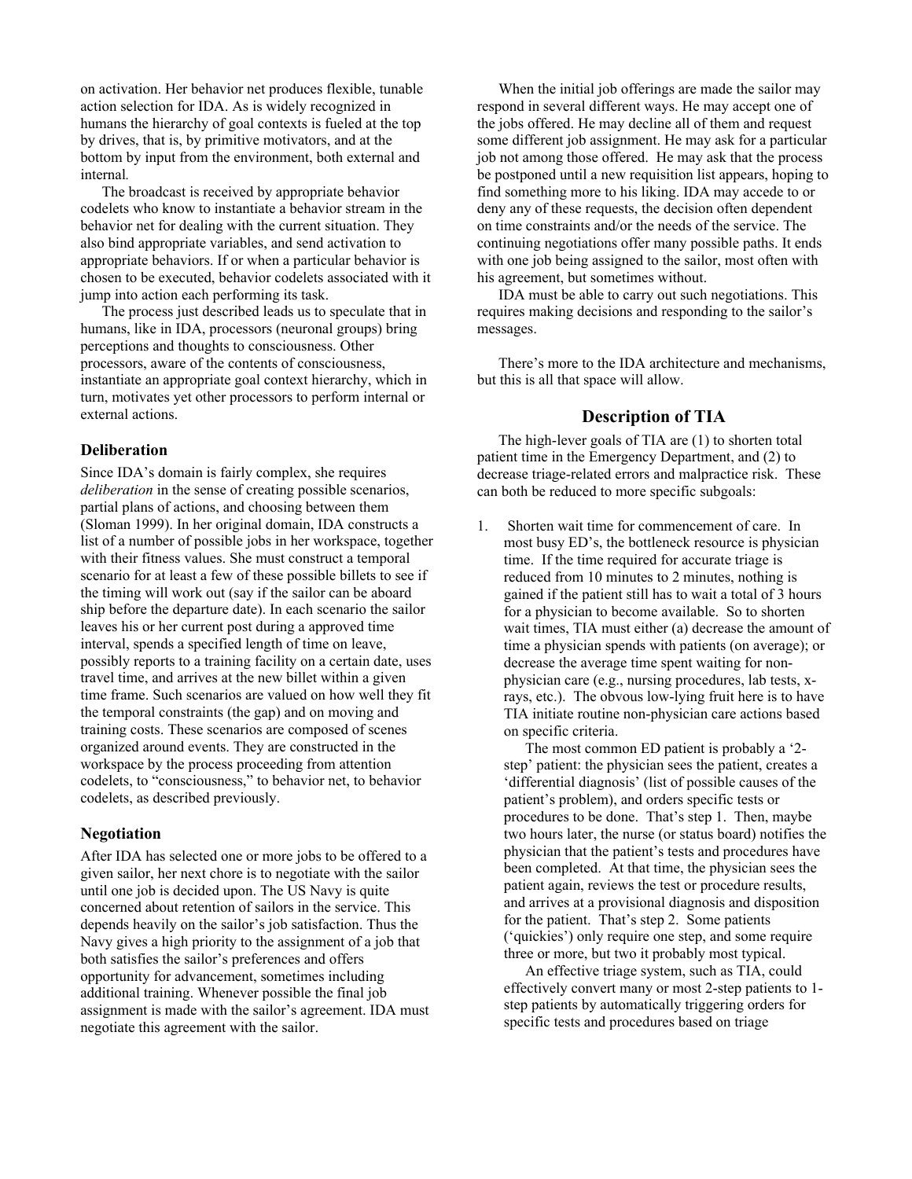on activation. Her behavior net produces flexible, tunable action selection for IDA. As is widely recognized in humans the hierarchy of goal contexts is fueled at the top by drives, that is, by primitive motivators, and at the bottom by input from the environment, both external and internal.

The broadcast is received by appropriate behavior codelets who know to instantiate a behavior stream in the behavior net for dealing with the current situation. They also bind appropriate variables, and send activation to appropriate behaviors. If or when a particular behavior is chosen to be executed, behavior codelets associated with it jump into action each performing its task.

The process just described leads us to speculate that in humans, like in IDA, processors (neuronal groups) bring perceptions and thoughts to consciousness. Other processors, aware of the contents of consciousness, instantiate an appropriate goal context hierarchy, which in turn, motivates yet other processors to perform internal or external actions.

### Deliberation

Since IDA's domain is fairly complex, she requires *deliberation* in the sense of creating possible scenarios, partial plans of actions, and choosing between them (Sloman 1999). In her original domain, IDA constructs a list of a number of possible jobs in her workspace, together with their fitness values. She must construct a temporal scenario for at least a few of these possible billets to see if the timing will work out (say if the sailor can be aboard ship before the departure date). In each scenario the sailor leaves his or her current post during a approved time interval, spends a specified length of time on leave, possibly reports to a training facility on a certain date, uses travel time, and arrives at the new billet within a given time frame. Such scenarios are valued on how well they fit the temporal constraints (the gap) and on moving and training costs. These scenarios are composed of scenes organized around events. They are constructed in the workspace by the process proceeding from attention codelets, to "consciousness," to behavior net, to behavior codelets, as described previously.

### Negotiation

After IDA has selected one or more jobs to be offered to a given sailor, her next chore is to negotiate with the sailor until one job is decided upon. The US Navy is quite concerned about retention of sailors in the service. This depends heavily on the sailor's job satisfaction. Thus the Navy gives a high priority to the assignment of a job that both satisfies the sailor's preferences and offers opportunity for advancement, sometimes including additional training. Whenever possible the final job assignment is made with the sailor's agreement. IDA must negotiate this agreement with the sailor.

When the initial job offerings are made the sailor may respond in several different ways. He may accept one of the jobs offered. He may decline all of them and request some different job assignment. He may ask for a particular job not among those offered. He may ask that the process be postponed until a new requisition list appears, hoping to find something more to his liking. IDA may accede to or deny any of these requests, the decision often dependent on time constraints and/or the needs of the service. The continuing negotiations offer many possible paths. It ends with one job being assigned to the sailor, most often with his agreement, but sometimes without.

IDA must be able to carry out such negotiations. This requires making decisions and responding to the sailor's messages.

There's more to the IDA architecture and mechanisms, but this is all that space will allow.

## Description of TIA

The high-lever goals of TIA are (1) to shorten total patient time in the Emergency Department, and (2) to decrease triage-related errors and malpractice risk. These can both be reduced to more specific subgoals:

1. Shorten wait time for commencement of care. In most busy ED's, the bottleneck resource is physician time. If the time required for accurate triage is reduced from 10 minutes to 2 minutes, nothing is gained if the patient still has to wait a total of 3 hours for a physician to become available. So to shorten wait times, TIA must either (a) decrease the amount of time a physician spends with patients (on average); or decrease the average time spent waiting for non-physician care (e.g., nursing procedures, lab tests, x-rays, etc.). The obvous low-lying fruit here is to have TIA initiate routine non-physician care actions based on specific criteria.

   The most common ED patient is probably a '2-step' patient: the physician sees the patient, creates a 'differential diagnosis' (list of possible causes of the patient's problem), and orders specific tests or procedures to be done. That's step 1. Then, maybe two hours later, the nurse (or status board) notifies the physician that the patient's tests and procedures have been completed. At that time, the physician sees the patient again, reviews the test or procedure results, and arrives at a provisional diagnosis and disposition for the patient. That's step 2. Some patients ('quickies') only require one step, and some require three or more, but two it probably most typical.

   An effective triage system, such as TIA, could effectively convert many or most 2-step patients to 1-step patients by automatically triggering orders for specific tests and procedures based on triage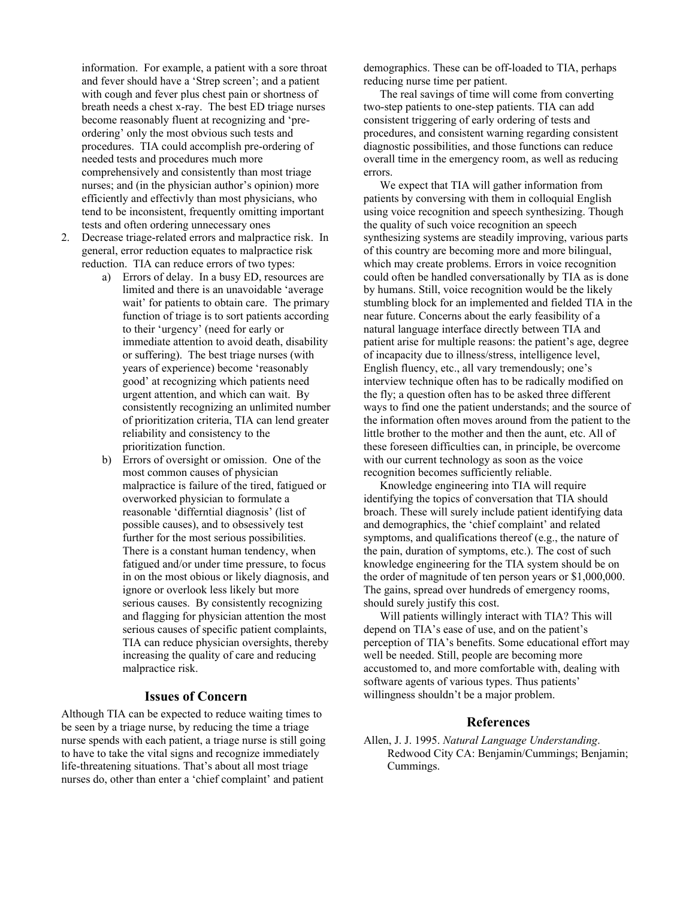information. For example, a patient with a sore throat and fever should have a 'Strep screen'; and a patient with cough and fever plus chest pain or shortness of breath needs a chest x-ray. The best ED triage nurses become reasonably fluent at recognizing and 'pre-ordering' only the most obvious such tests and procedures. TIA could accomplish pre-ordering of needed tests and procedures much more comprehensively and consistently than most triage nurses; and (in the physician author's opinion) more efficiently and effectivly than most physicians, who tend to be inconsistent, frequently omitting important tests and often ordering unnecessary ones

2. Decrease triage-related errors and malpractice risk. In general, error reduction equates to malpractice risk reduction. TIA can reduce errors of two types:
    a) Errors of delay. In a busy ED, resources are limited and there is an unavoidable 'average wait' for patients to obtain care. The primary function of triage is to sort patients according to their 'urgency' (need for early or immediate attention to avoid death, disability or suffering). The best triage nurses (with years of experience) become 'reasonably good' at recognizing which patients need urgent attention, and which can wait. By consistently recognizing an unlimited number of prioritization criteria, TIA can lend greater reliability and consistency to the prioritization function.
    b) Errors of oversight or omission. One of the most common causes of physician malpractice is failure of the tired, fatigued or overworked physician to formulate a reasonable 'differntial diagnosis' (list of possible causes), and to obsessively test further for the most serious possibilities. There is a constant human tendency, when fatigued and/or under time pressure, to focus in on the most obious or likely diagnosis, and ignore or overlook less likely but more serious causes. By consistently recognizing and flagging for physician attention the most serious causes of specific patient complaints, TIA can reduce physician oversights, thereby increasing the quality of care and reducing malpractice risk.

## Issues of Concern

Although TIA can be expected to reduce waiting times to be seen by a triage nurse, by reducing the time a triage nurse spends with each patient, a triage nurse is still going to have to take the vital signs and recognize immediately life-threatening situations. That's about all most triage nurses do, other than enter a 'chief complaint' and patient demographics. These can be off-loaded to TIA, perhaps reducing nurse time per patient.

The real savings of time will come from converting two-step patients to one-step patients. TIA can add consistent triggering of early ordering of tests and procedures, and consistent warning regarding consistent diagnostic possibilities, and those functions can reduce overall time in the emergency room, as well as reducing errors.

We expect that TIA will gather information from patients by conversing with them in colloquial English using voice recognition and speech synthesizing. Though the quality of such voice recognition an speech synthesizing systems are steadily improving, various parts of this country are becoming more and more bilingual, which may create problems. Errors in voice recognition could often be handled conversationally by TIA as is done by humans. Still, voice recognition would be the likely stumbling block for an implemented and fielded TIA in the near future. Concerns about the early feasibility of a natural language interface directly between TIA and patient arise for multiple reasons: the patient's age, degree of incapacity due to illness/stress, intelligence level, English fluency, etc., all vary tremendously; one's interview technique often has to be radically modified on the fly; a question often has to be asked three different ways to find one the patient understands; and the source of the information often moves around from the patient to the little brother to the mother and then the aunt, etc. All of these foreseen difficulties can, in principle, be overcome with our current technology as soon as the voice recognition becomes sufficiently reliable.

Knowledge engineering into TIA will require identifying the topics of conversation that TIA should broach. These will surely include patient identifying data and demographics, the 'chief complaint' and related symptoms, and qualifications thereof (e.g., the nature of the pain, duration of symptoms, etc.). The cost of such knowledge engineering for the TIA system should be on the order of magnitude of ten person years or $1,000,000. The gains, spread over hundreds of emergency rooms, should surely justify this cost.

Will patients willingly interact with TIA? This will depend on TIA's ease of use, and on the patient's perception of TIA's benefits. Some educational effort may well be needed. Still, people are becoming more accustomed to, and more comfortable with, dealing with software agents of various types. Thus patients' willingness shouldn't be a major problem.

## References

Allen, J. J. 1995. *Natural Language Understanding*. Redwood City CA: Benjamin/Cummings; Benjamin; Cummings.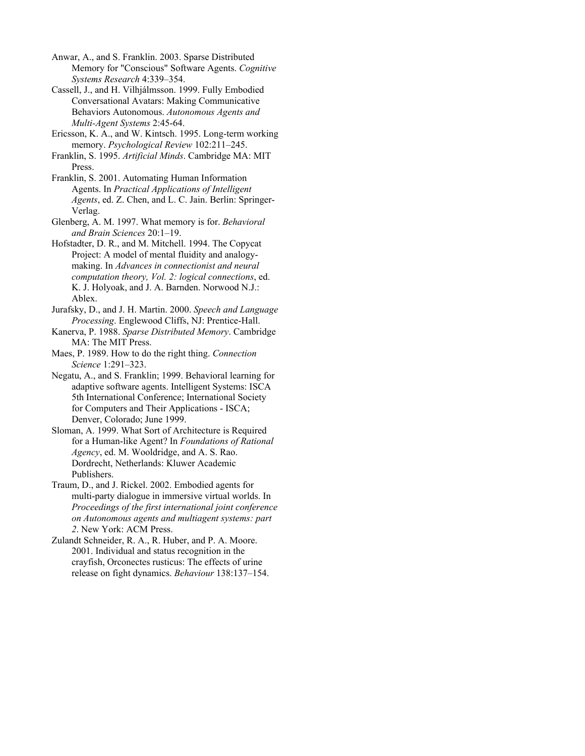Anwar, A., and S. Franklin. 2003. Sparse Distributed Memory for "Conscious" Software Agents. *Cognitive Systems Research* 4:339–354.

Cassell, J., and H. Vilhjálmsson. 1999. Fully Embodied Conversational Avatars: Making Communicative Behaviors Autonomous. *Autonomous Agents and Multi-Agent Systems* 2:45-64.

Ericsson, K. A., and W. Kintsch. 1995. Long-term working memory. *Psychological Review* 102:211–245.

Franklin, S. 1995. *Artificial Minds*. Cambridge MA: MIT Press.

Franklin, S. 2001. Automating Human Information Agents. In *Practical Applications of Intelligent Agents*, ed. Z. Chen, and L. C. Jain. Berlin: Springer-Verlag.

Glenberg, A. M. 1997. What memory is for. *Behavioral and Brain Sciences* 20:1–19.

Hofstadter, D. R., and M. Mitchell. 1994. The Copycat Project: A model of mental fluidity and analogy-making. In *Advances in connectionist and neural computation theory, Vol. 2: logical connections*, ed. K. J. Holyoak, and J. A. Barnden. Norwood N.J.: Ablex.

Jurafsky, D., and J. H. Martin. 2000. *Speech and Language Processing*. Englewood Cliffs, NJ: Prentice-Hall.

Kanerva, P. 1988. *Sparse Distributed Memory*. Cambridge MA: The MIT Press.

Maes, P. 1989. How to do the right thing. *Connection Science* 1:291–323.

Negatu, A., and S. Franklin; 1999. Behavioral learning for adaptive software agents. Intelligent Systems: ISCA 5th International Conference; International Society for Computers and Their Applications - ISCA; Denver, Colorado; June 1999.

Sloman, A. 1999. What Sort of Architecture is Required for a Human-like Agent? In *Foundations of Rational Agency*, ed. M. Wooldridge, and A. S. Rao. Dordrecht, Netherlands: Kluwer Academic Publishers.

Traum, D., and J. Rickel. 2002. Embodied agents for multi-party dialogue in immersive virtual worlds. In *Proceedings of the first international joint conference on Autonomous agents and multiagent systems: part 2*. New York: ACM Press.

Zulandt Schneider, R. A., R. Huber, and P. A. Moore. 2001. Individual and status recognition in the crayfish, Orconectes rusticus: The effects of urine release on fight dynamics. *Behaviour* 138:137–154.